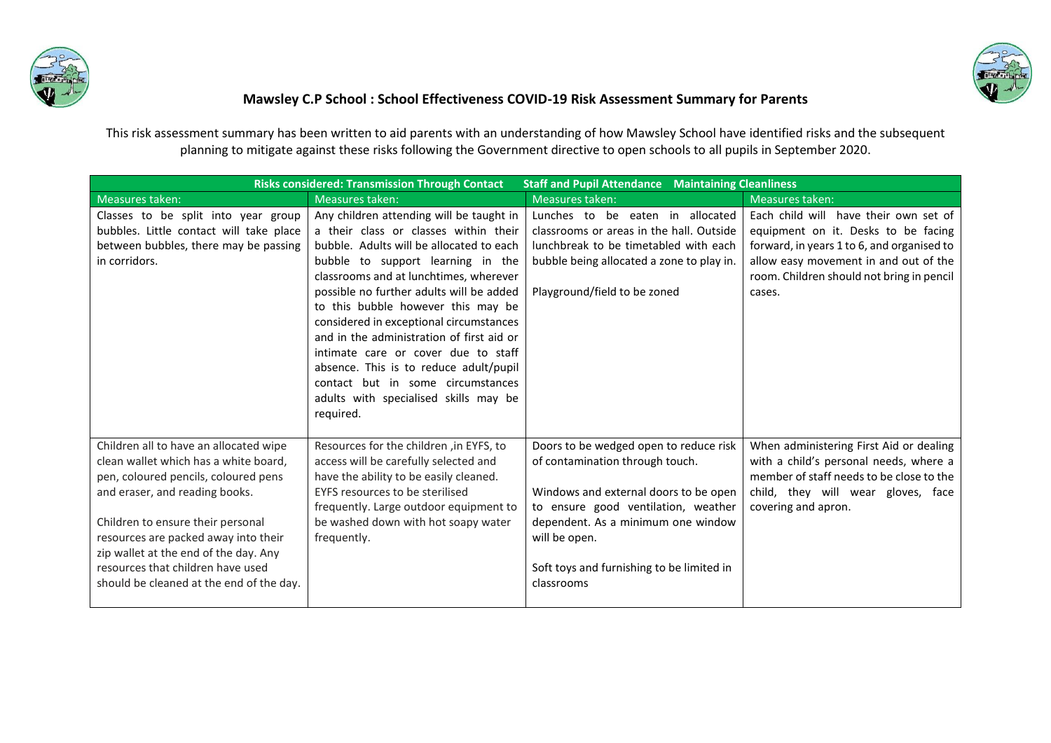## Mawsley C.P School : School Effectiveness COVID-19 Risk Assessment Summary for Parents

This risk assessment summary has been written to aid parents with an understanding of how Mawsley School have identified risks and the subsequent planning to mitigate against these risks following the Government directive to open schools to all pupils in September 2020.

| **Risks considered: Transmission Through Contact Staff and Pupil Attendance Maintaining Cleanliness** | | | |
|---|---|---|---|
| Measures taken: | Measures taken: | Measures taken: | Measures taken: |
| Classes to be split into year group bubbles. Little contact will take place between bubbles, there may be passing in corridors. | Any children attending will be taught in a their class or classes within their bubble. Adults will be allocated to each bubble to support learning in the classrooms and at lunchtimes, wherever possible no further adults will be added to this bubble however this may be considered in exceptional circumstances and in the administration of first aid or intimate care or cover due to staff absence. This is to reduce adult/pupil contact but in some circumstances adults with specialised skills may be required. | Lunches to be eaten in allocated classrooms or areas in the hall. Outside lunchbreak to be timetabled with each bubble being allocated a zone to play in.<br><br>Playground/field to be zoned | Each child will have their own set of equipment on it. Desks to be facing forward, in years 1 to 6, and organised to allow easy movement in and out of the room. Children should not bring in pencil cases. |
| Children all to have an allocated wipe clean wallet which has a white board, pen, coloured pencils, coloured pens and eraser, and reading books.<br><br>Children to ensure their personal resources are packed away into their zip wallet at the end of the day. Any resources that children have used should be cleaned at the end of the day. | Resources for the children ,in EYFS, to access will be carefully selected and have the ability to be easily cleaned. EYFS resources to be sterilised frequently. Large outdoor equipment to be washed down with hot soapy water frequently. | Doors to be wedged open to reduce risk of contamination through touch.<br><br>Windows and external doors to be open to ensure good ventilation, weather dependent. As a minimum one window will be open.<br><br>Soft toys and furnishing to be limited in classrooms | When administering First Aid or dealing with a child's personal needs, where a member of staff needs to be close to the child, they will wear gloves, face covering and apron. |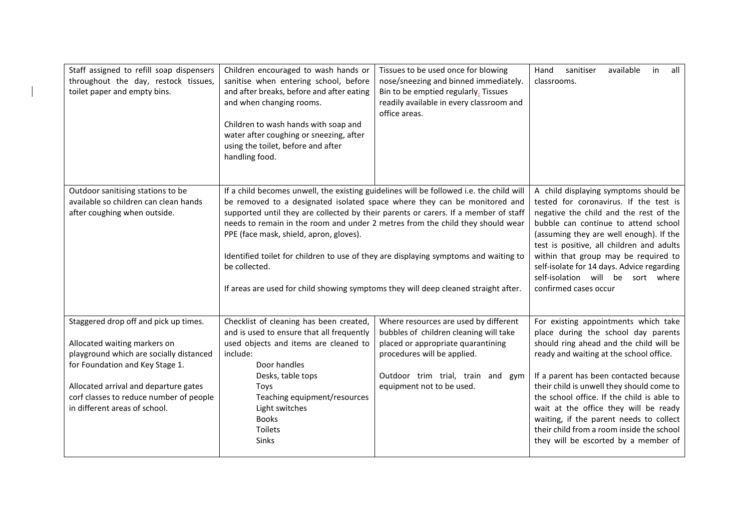| | | | |
|---|---|---|---|
| Staff assigned to refill soap dispensers throughout the day, restock tissues, toilet paper and empty bins. | Children encouraged to wash hands or sanitise when entering school, before and after breaks, before and after eating and when changing rooms.<br><br>Children to wash hands with soap and water after coughing or sneezing, after using the toilet, before and after handling food. | Tissues to be used once for blowing nose/sneezing and binned immediately. Bin to be emptied regularly. Tissues readily available in every classroom and office areas. | Hand sanitiser available in all classrooms. |
| Outdoor sanitising stations to be available so children can clean hands after coughing when outside. | If a child becomes unwell, the existing guidelines will be followed i.e. the child will be removed to a designated isolated space where they can be monitored and supported until they are collected by their parents or carers. If a member of staff needs to remain in the room and under 2 metres from the child they should wear PPE (face mask, shield, apron, gloves).<br><br>Identified toilet for children to use of they are displaying symptoms and waiting to be collected.<br><br>If areas are used for child showing symptoms they will deep cleaned straight after. | | A child displaying symptoms should be tested for coronavirus. If the test is negative the child and the rest of the bubble can continue to attend school (assuming they are well enough). If the test is positive, all children and adults within that group may be required to self-isolate for 14 days. Advice regarding self-isolation will be sort where confirmed cases occur |
| Staggered drop off and pick up times.<br><br>Allocated waiting markers on playground which are socially distanced for Foundation and Key Stage 1.<br><br>Allocated arrival and departure gates corf classes to reduce number of people in different areas of school. | Checklist of cleaning has been created, and is used to ensure that all frequently used objects and items are cleaned to include:<br>Door handles<br>Desks, table tops<br>Toys<br>Teaching equipment/resources<br>Light switches<br>Books<br>Toilets<br>Sinks | Where resources are used by different bubbles of children cleaning will take placed or appropriate quarantining procedures will be applied.<br><br>Outdoor trim trial, train and gym equipment not to be used. | For existing appointments which take place during the school day parents should ring ahead and the child will be ready and waiting at the school office.<br><br>If a parent has been contacted because their child is unwell they should come to the school office. If the child is able to wait at the office they will be ready waiting, if the parent needs to collect their child from a room inside the school they will be escorted by a member of |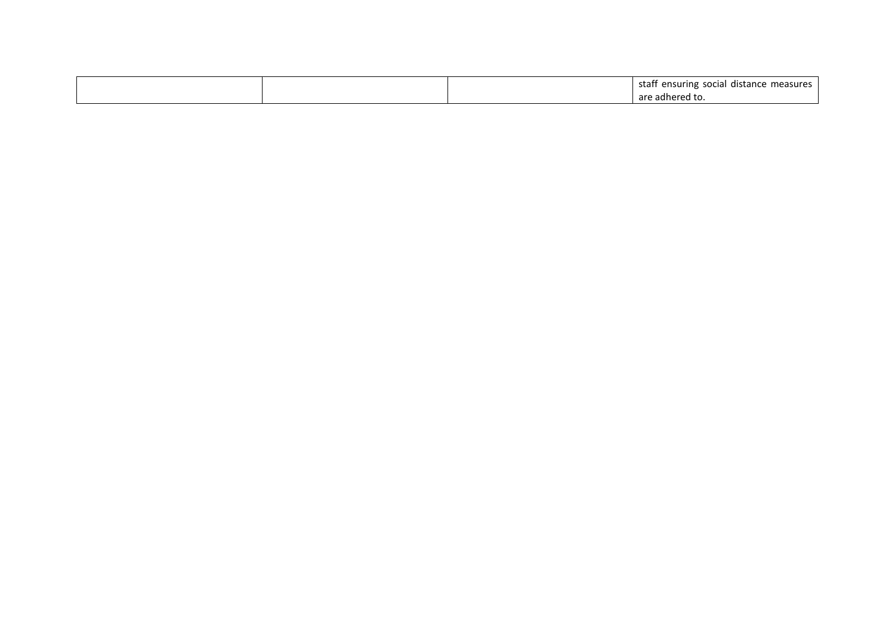| | | | |
|---|---|---|---|
| | | | staff ensuring social distance measures are adhered to. |